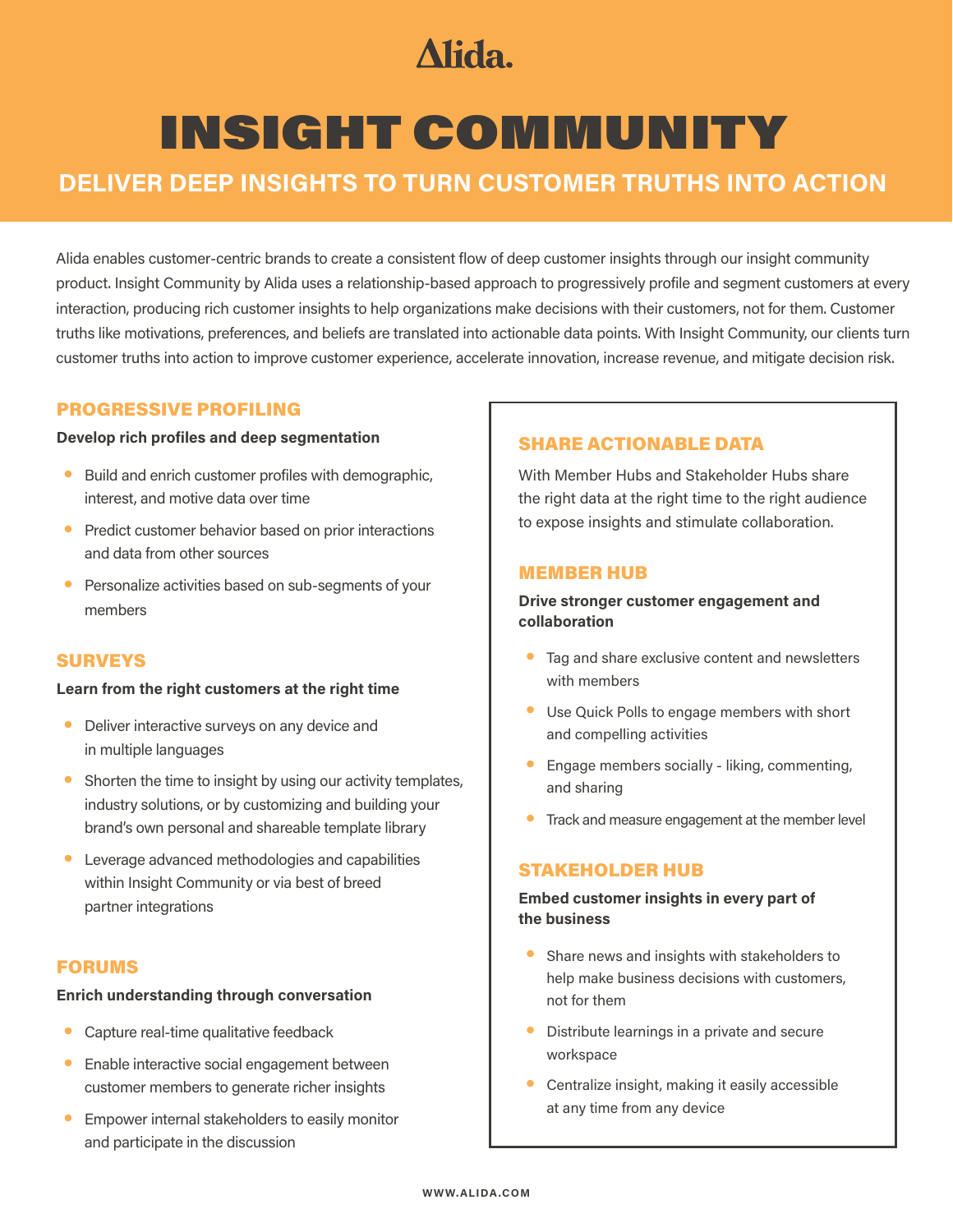Alida.

# INSIGHT COMMUNITY

## DELIVER DEEP INSIGHTS TO TURN CUSTOMER TRUTHS INTO ACTION

Alida enables customer-centric brands to create a consistent flow of deep customer insights through our insight community product. Insight Community by Alida uses a relationship-based approach to progressively profile and segment customers at every interaction, producing rich customer insights to help organizations make decisions with their customers, not for them. Customer truths like motivations, preferences, and beliefs are translated into actionable data points. With Insight Community, our clients turn customer truths into action to improve customer experience, accelerate innovation, increase revenue, and mitigate decision risk.

### PROGRESSIVE PROFILING

**Develop rich profiles and deep segmentation**

- Build and enrich customer profiles with demographic, interest, and motive data over time
- Predict customer behavior based on prior interactions and data from other sources
- Personalize activities based on sub-segments of your members

### SURVEYS

**Learn from the right customers at the right time**

- Deliver interactive surveys on any device and in multiple languages
- Shorten the time to insight by using our activity templates, industry solutions, or by customizing and building your brand's own personal and shareable template library
- Leverage advanced methodologies and capabilities within Insight Community or via best of breed partner integrations

### FORUMS

**Enrich understanding through conversation**

- Capture real-time qualitative feedback
- Enable interactive social engagement between customer members to generate richer insights
- Empower internal stakeholders to easily monitor and participate in the discussion

### SHARE ACTIONABLE DATA

With Member Hubs and Stakeholder Hubs share the right data at the right time to the right audience to expose insights and stimulate collaboration.

### MEMBER HUB

**Drive stronger customer engagement and collaboration**

- Tag and share exclusive content and newsletters with members
- Use Quick Polls to engage members with short and compelling activities
- Engage members socially - liking, commenting, and sharing
- Track and measure engagement at the member level

### STAKEHOLDER HUB

**Embed customer insights in every part of the business**

- Share news and insights with stakeholders to help make business decisions with customers, not for them
- Distribute learnings in a private and secure workspace
- Centralize insight, making it easily accessible at any time from any device

WWW.ALIDA.COM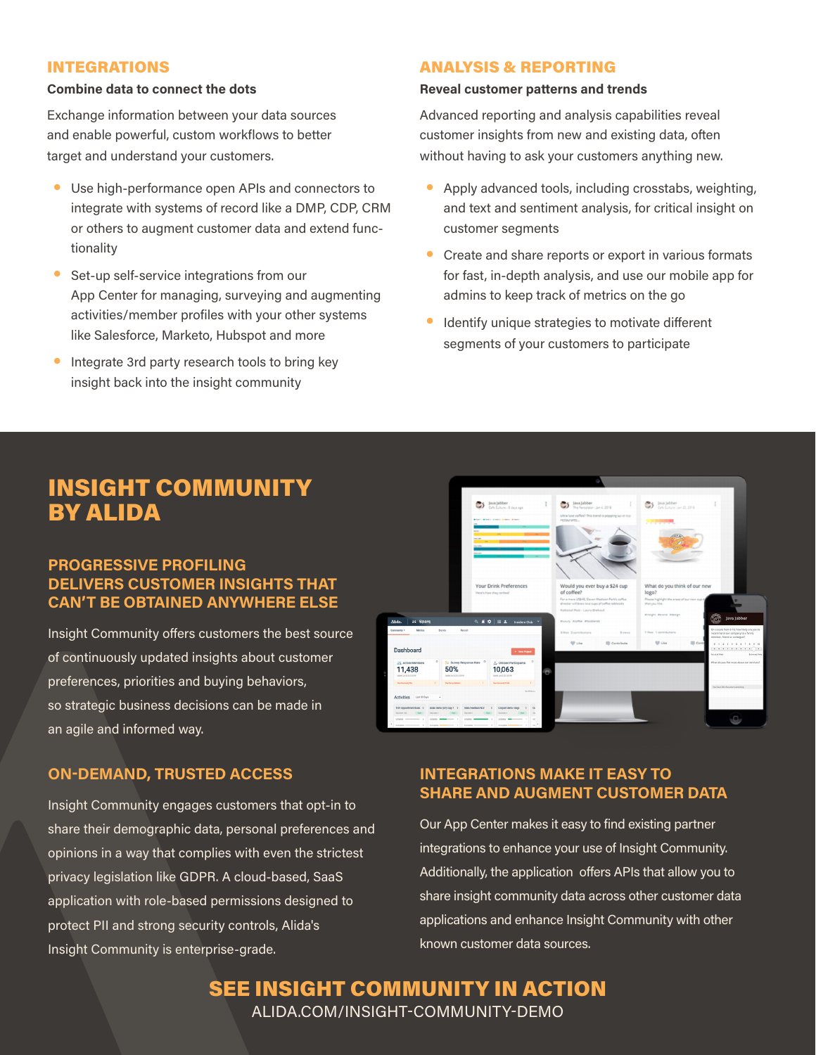## INTEGRATIONS

**Combine data to connect the dots**

Exchange information between your data sources and enable powerful, custom workflows to better target and understand your customers.

- Use high-performance open APIs and connectors to integrate with systems of record like a DMP, CDP, CRM or others to augment customer data and extend functionality
- Set-up self-service integrations from our App Center for managing, surveying and augmenting activities/member profiles with your other systems like Salesforce, Marketo, Hubspot and more
- Integrate 3rd party research tools to bring key insight back into the insight community

## ANALYSIS & REPORTING

**Reveal customer patterns and trends**

Advanced reporting and analysis capabilities reveal customer insights from new and existing data, often without having to ask your customers anything new.

- Apply advanced tools, including crosstabs, weighting, and text and sentiment analysis, for critical insight on customer segments
- Create and share reports or export in various formats for fast, in-depth analysis, and use our mobile app for admins to keep track of metrics on the go
- Identify unique strategies to motivate different segments of your customers to participate

# INSIGHT COMMUNITY BY ALIDA

## PROGRESSIVE PROFILING DELIVERS CUSTOMER INSIGHTS THAT CAN'T BE OBTAINED ANYWHERE ELSE

Insight Community offers customers the best source of continuously updated insights about customer preferences, priorities and buying behaviors, so strategic business decisions can be made in an agile and informed way.

## ON-DEMAND, TRUSTED ACCESS

Insight Community engages customers that opt-in to share their demographic data, personal preferences and opinions in a way that complies with even the strictest privacy legislation like GDPR. A cloud-based, SaaS application with role-based permissions designed to protect PII and strong security controls, Alida's Insight Community is enterprise-grade.

## INTEGRATIONS MAKE IT EASY TO SHARE AND AUGMENT CUSTOMER DATA

Our App Center makes it easy to find existing partner integrations to enhance your use of Insight Community. Additionally, the application offers APIs that allow you to share insight community data across other customer data applications and enhance Insight Community with other known customer data sources.

## SEE INSIGHT COMMUNITY IN ACTION

ALIDA.COM/INSIGHT-COMMUNITY-DEMO